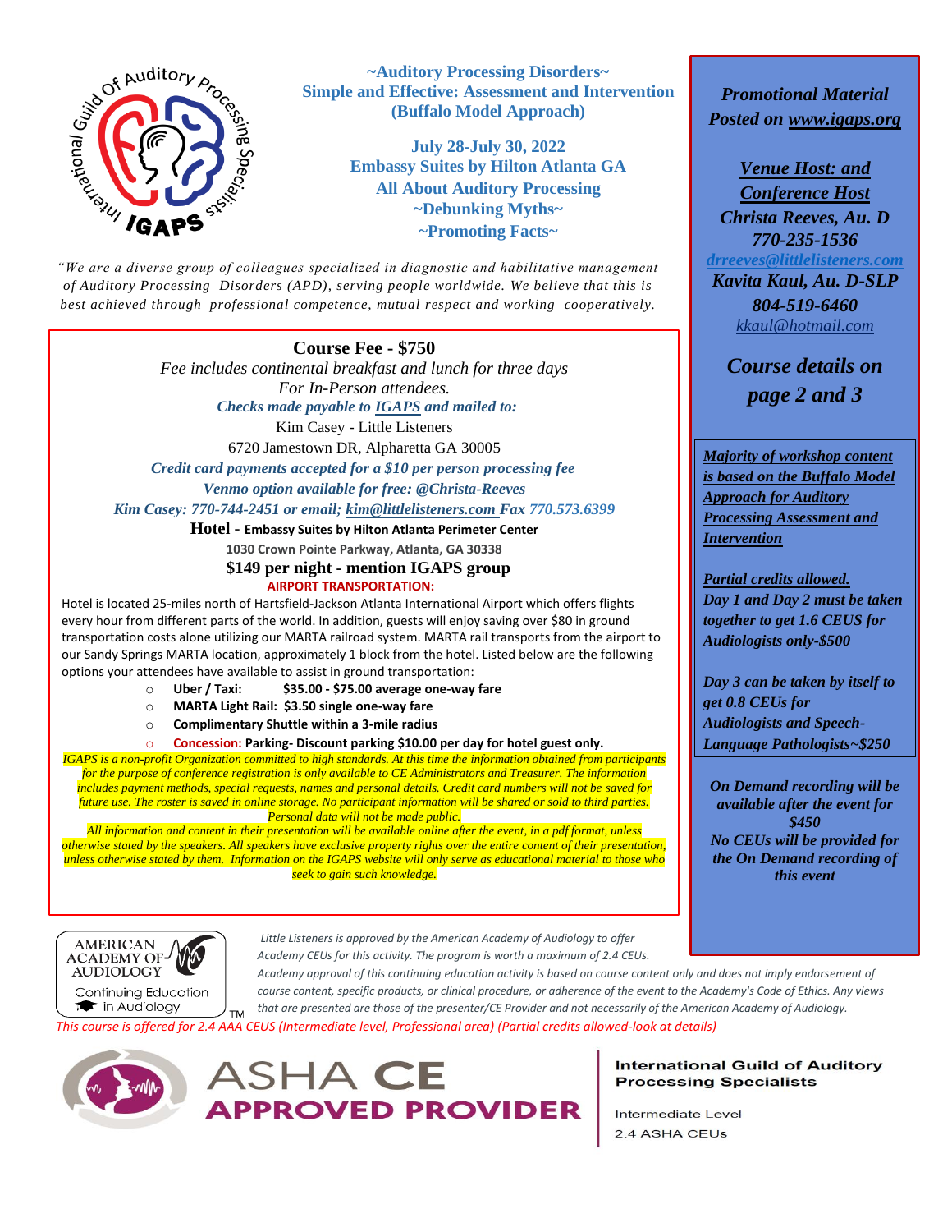# ~Auditory Processing Disorders~

## Simple and Effective: Assessment and Intervention (Buffalo Model Approach)

**July 28-July 30, 2022**
**Embassy Suites by Hilton Atlanta GA**
**All About Auditory Processing**
**~Debunking Myths~**
**~Promoting Facts~**

*"We are a diverse group of colleagues specialized in diagnostic and habilitative management of Auditory Processing Disorders (APD), serving people worldwide. We believe that this is best achieved through professional competence, mutual respect and working cooperatively.*

## Course Fee - $750

*Fee includes continental breakfast and lunch for three days For In-Person attendees.*

*Checks made payable to IGAPS and mailed to:*

Kim Casey - Little Listeners
6720 Jamestown DR, Alpharetta GA 30005

*Credit card payments accepted for a $10 per person processing fee*

*Venmo option available for free: @Christa-Reeves*

*Kim Casey: 770-744-2451 or email; kim@littlelisteners.com Fax 770.573.6399*

**Hotel - Embassy Suites by Hilton Atlanta Perimeter Center**
**1030 Crown Pointe Parkway, Atlanta, GA 30338**
**$149 per night - mention IGAPS group**

**AIRPORT TRANSPORTATION:**

Hotel is located 25-miles north of Hartsfield-Jackson Atlanta International Airport which offers flights every hour from different parts of the world. In addition, guests will enjoy saving over $80 in ground transportation costs alone utilizing our MARTA railroad system. MARTA rail transports from the airport to our Sandy Springs MARTA location, approximately 1 block from the hotel. Listed below are the following options your attendees have available to assist in ground transportation:

- **Uber / Taxi: $35.00 - $75.00 average one-way fare**
- **MARTA Light Rail: $3.50 single one-way fare**
- **Complimentary Shuttle within a 3-mile radius**
- **Concession: Parking- Discount parking $10.00 per day for hotel guest only.**

*IGAPS is a non-profit Organization committed to high standards. At this time the information obtained from participants for the purpose of conference registration is only available to CE Administrators and Treasurer. The information includes payment methods, special requests, names and personal details. Credit card numbers will not be saved for future use. The roster is saved in online storage. No participant information will be shared or sold to third parties. Personal data will not be made public.*

*All information and content in their presentation will be available online after the event, in a pdf format, unless otherwise stated by the speakers. All speakers have exclusive property rights over the entire content of their presentation, unless otherwise stated by them. Information on the IGAPS website will only serve as educational material to those who seek to gain such knowledge.*

***Promotional Material Posted on www.igaps.org***

***Venue Host: and Conference Host***
***Christa Reeves, Au. D***
***770-235-1536***
*drreeves@littlelisteners.com*
***Kavita Kaul, Au. D-SLP***
***804-519-6460***
*kkaul@hotmail.com*

***Course details on page 2 and 3***

***Majority of workshop content is based on the Buffalo Model Approach for Auditory Processing Assessment and Intervention***

***Partial credits allowed.***
***Day 1 and Day 2 must be taken together to get 1.6 CEUS for Audiologists only-$500***

***Day 3 can be taken by itself to get 0.8 CEUs for Audiologists and Speech-Language Pathologists~$250***

***On Demand recording will be available after the event for $450***
***No CEUs will be provided for the On Demand recording of this event***

AMERICAN ACADEMY OF AUDIOLOGY Continuing Education in Audiology

*Little Listeners is approved by the American Academy of Audiology to offer Academy CEUs for this activity. The program is worth a maximum of 2.4 CEUs. Academy approval of this continuing education activity is based on course content only and does not imply endorsement of course content, specific products, or clinical procedure, or adherence of the event to the Academy's Code of Ethics. Any views that are presented are those of the presenter/CE Provider and not necessarily of the American Academy of Audiology.*

*This course is offered for 2.4 AAA CEUS (Intermediate level, Professional area) (Partial credits allowed-look at details)*

ASHA CE APPROVED PROVIDER

**International Guild of Auditory Processing Specialists**
Intermediate Level
2.4 ASHA CEUs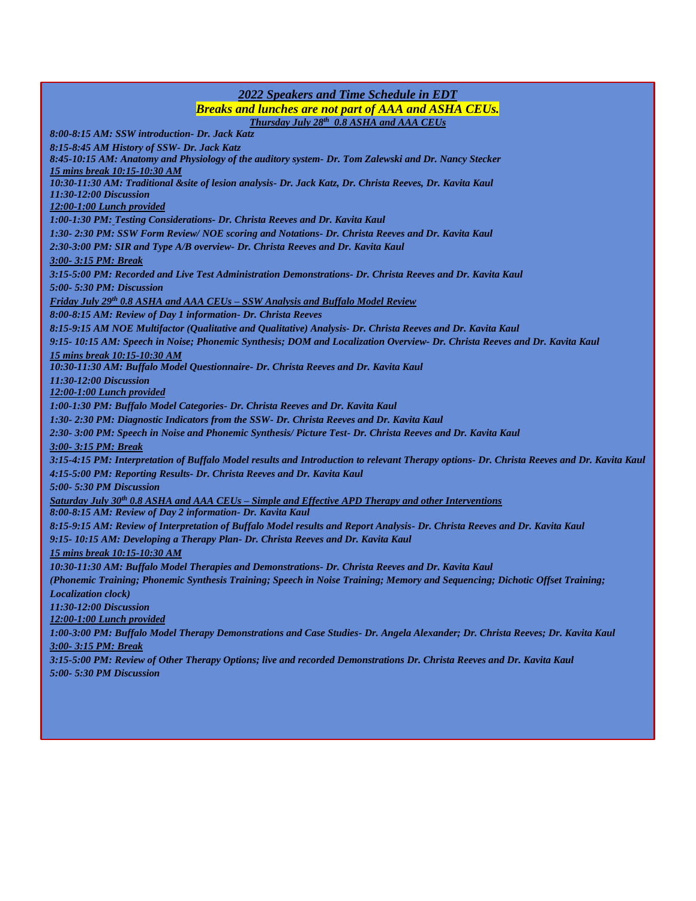## *2022 Speakers and Time Schedule in EDT*

***Breaks and lunches are not part of AAA and ASHA CEUs.***

***Thursday July 28th 0.8 ASHA and AAA CEUs***

***8:00-8:15 AM: SSW introduction- Dr. Jack Katz***

***8:15-8:45 AM History of SSW- Dr. Jack Katz***

***8:45-10:15 AM: Anatomy and Physiology of the auditory system- Dr. Tom Zalewski and Dr. Nancy Stecker***

***15 mins break 10:15-10:30 AM***

***10:30-11:30 AM: Traditional &site of lesion analysis- Dr. Jack Katz, Dr. Christa Reeves, Dr. Kavita Kaul***

***11:30-12:00 Discussion***

***12:00-1:00 Lunch provided***

***1:00-1:30 PM: Testing Considerations- Dr. Christa Reeves and Dr. Kavita Kaul***

***1:30- 2:30 PM: SSW Form Review/ NOE scoring and Notations- Dr. Christa Reeves and Dr. Kavita Kaul***

***2:30-3:00 PM: SIR and Type A/B overview- Dr. Christa Reeves and Dr. Kavita Kaul***

***3:00- 3:15 PM: Break***

***3:15-5:00 PM: Recorded and Live Test Administration Demonstrations- Dr. Christa Reeves and Dr. Kavita Kaul***

***5:00- 5:30 PM: Discussion***

***Friday July 29th 0.8 ASHA and AAA CEUs – SSW Analysis and Buffalo Model Review***

***8:00-8:15 AM: Review of Day 1 information- Dr. Christa Reeves***

***8:15-9:15 AM NOE Multifactor (Qualitative and Qualitative) Analysis- Dr. Christa Reeves and Dr. Kavita Kaul***

***9:15- 10:15 AM: Speech in Noise; Phonemic Synthesis; DOM and Localization Overview- Dr. Christa Reeves and Dr. Kavita Kaul***

***15 mins break 10:15-10:30 AM***

***10:30-11:30 AM: Buffalo Model Questionnaire- Dr. Christa Reeves and Dr. Kavita Kaul***

***11:30-12:00 Discussion***

***12:00-1:00 Lunch provided***

***1:00-1:30 PM: Buffalo Model Categories- Dr. Christa Reeves and Dr. Kavita Kaul***

***1:30- 2:30 PM: Diagnostic Indicators from the SSW- Dr. Christa Reeves and Dr. Kavita Kaul***

***2:30- 3:00 PM: Speech in Noise and Phonemic Synthesis/ Picture Test- Dr. Christa Reeves and Dr. Kavita Kaul***

***3:00- 3:15 PM: Break***

***3:15-4:15 PM: Interpretation of Buffalo Model results and Introduction to relevant Therapy options- Dr. Christa Reeves and Dr. Kavita Kaul***

***4:15-5:00 PM: Reporting Results- Dr. Christa Reeves and Dr. Kavita Kaul***

***5:00- 5:30 PM Discussion***

***Saturday July 30th 0.8 ASHA and AAA CEUs – Simple and Effective APD Therapy and other Interventions***

***8:00-8:15 AM: Review of Day 2 information- Dr. Kavita Kaul***

***8:15-9:15 AM: Review of Interpretation of Buffalo Model results and Report Analysis- Dr. Christa Reeves and Dr. Kavita Kaul***

***9:15- 10:15 AM: Developing a Therapy Plan- Dr. Christa Reeves and Dr. Kavita Kaul***

***15 mins break 10:15-10:30 AM***

***10:30-11:30 AM: Buffalo Model Therapies and Demonstrations- Dr. Christa Reeves and Dr. Kavita Kaul***

***(Phonemic Training; Phonemic Synthesis Training; Speech in Noise Training; Memory and Sequencing; Dichotic Offset Training; Localization clock)***

***11:30-12:00 Discussion***

***12:00-1:00 Lunch provided***

***1:00-3:00 PM: Buffalo Model Therapy Demonstrations and Case Studies- Dr. Angela Alexander; Dr. Christa Reeves; Dr. Kavita Kaul***

***3:00- 3:15 PM: Break***

***3:15-5:00 PM: Review of Other Therapy Options; live and recorded Demonstrations Dr. Christa Reeves and Dr. Kavita Kaul***

***5:00- 5:30 PM Discussion***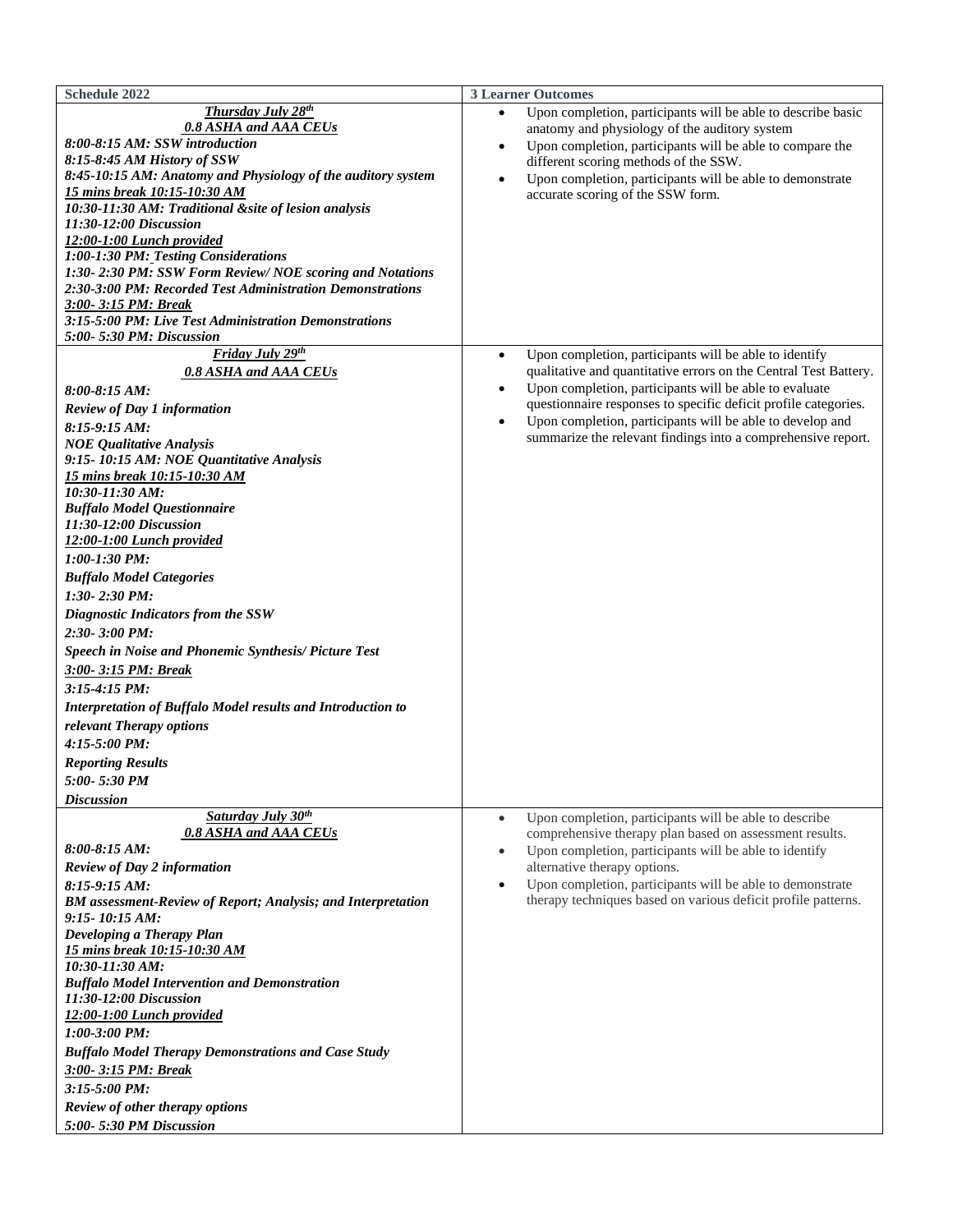| Schedule 2022 | 3 Learner Outcomes |
|---|---|
| ***<u>Thursday July 28th</u>***<br>***<u>0.8 ASHA and AAA CEUs</u>***<br>*8:00-8:15 AM: SSW introduction*<br>*8:15-8:45 AM History of SSW*<br>*8:45-10:15 AM: Anatomy and Physiology of the auditory system*<br>*<u>15 mins break 10:15-10:30 AM</u>*<br>*10:30-11:30 AM: Traditional &site of lesion analysis*<br>*11:30-12:00 Discussion*<br>*<u>12:00-1:00 Lunch provided</u>*<br>*1:00-1:30 PM: Testing Considerations*<br>*1:30- 2:30 PM: SSW Form Review/ NOE scoring and Notations*<br>*2:30-3:00 PM: Recorded Test Administration Demonstrations*<br>*<u>3:00- 3:15 PM: Break</u>*<br>*3:15-5:00 PM: Live Test Administration Demonstrations*<br>*5:00- 5:30 PM: Discussion* | • Upon completion, participants will be able to describe basic anatomy and physiology of the auditory system<br>• Upon completion, participants will be able to compare the different scoring methods of the SSW.<br>• Upon completion, participants will be able to demonstrate accurate scoring of the SSW form. |
| ***<u>Friday July 29th</u>***<br>***<u>0.8 ASHA and AAA CEUs</u>***<br>*8:00-8:15 AM:*<br>*Review of Day 1 information*<br>*8:15-9:15 AM:*<br>*NOE Qualitative Analysis*<br>*9:15- 10:15 AM: NOE Quantitative Analysis*<br>*<u>15 mins break 10:15-10:30 AM</u>*<br>*10:30-11:30 AM:*<br>*Buffalo Model Questionnaire*<br>*11:30-12:00 Discussion*<br>*<u>12:00-1:00 Lunch provided</u>*<br>*1:00-1:30 PM:*<br>*Buffalo Model Categories*<br>*1:30- 2:30 PM:*<br>*Diagnostic Indicators from the SSW*<br>*2:30- 3:00 PM:*<br>*Speech in Noise and Phonemic Synthesis/ Picture Test*<br>*<u>3:00- 3:15 PM: Break</u>*<br>*3:15-4:15 PM:*<br>*Interpretation of Buffalo Model results and Introduction to relevant Therapy options*<br>*4:15-5:00 PM:*<br>*Reporting Results*<br>*5:00- 5:30 PM*<br>*Discussion* | • Upon completion, participants will be able to identify qualitative and quantitative errors on the Central Test Battery.<br>• Upon completion, participants will be able to evaluate questionnaire responses to specific deficit profile categories.<br>• Upon completion, participants will be able to develop and summarize the relevant findings into a comprehensive report. |
| ***<u>Saturday July 30th</u>***<br>***<u>0.8 ASHA and AAA CEUs</u>***<br>*8:00-8:15 AM:*<br>*Review of Day 2 information*<br>*8:15-9:15 AM:*<br>*BM assessment-Review of Report; Analysis; and Interpretation*<br>*9:15- 10:15 AM:*<br>*Developing a Therapy Plan*<br>*<u>15 mins break 10:15-10:30 AM</u>*<br>*10:30-11:30 AM:*<br>*Buffalo Model Intervention and Demonstration*<br>*11:30-12:00 Discussion*<br>*<u>12:00-1:00 Lunch provided</u>*<br>*1:00-3:00 PM:*<br>*Buffalo Model Therapy Demonstrations and Case Study*<br>*<u>3:00- 3:15 PM: Break</u>*<br>*3:15-5:00 PM:*<br>*Review of other therapy options*<br>*5:00- 5:30 PM Discussion* | • Upon completion, participants will be able to describe comprehensive therapy plan based on assessment results.<br>• Upon completion, participants will be able to identify alternative therapy options.<br>• Upon completion, participants will be able to demonstrate therapy techniques based on various deficit profile patterns. |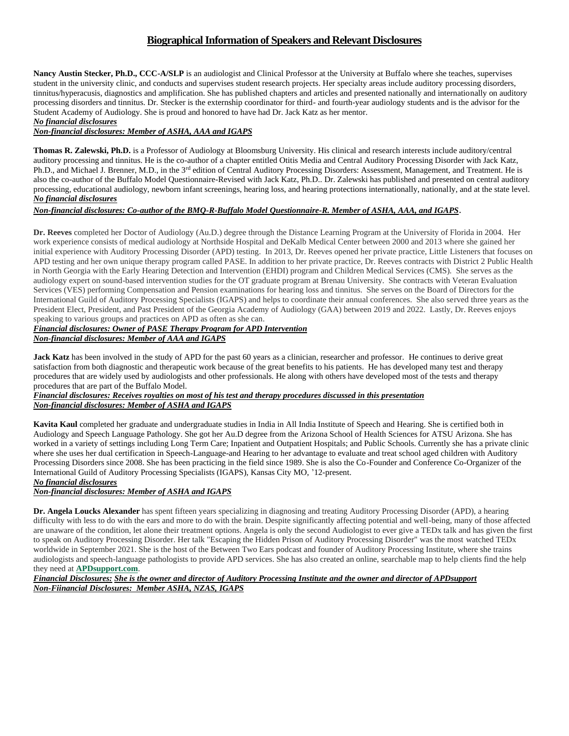# Biographical Information of Speakers and Relevant Disclosures

**Nancy Austin Stecker, Ph.D., CCC-A/SLP** is an audiologist and Clinical Professor at the University at Buffalo where she teaches, supervises student in the university clinic, and conducts and supervises student research projects. Her specialty areas include auditory processing disorders, tinnitus/hyperacusis, diagnostics and amplification. She has published chapters and articles and presented nationally and internationally on auditory processing disorders and tinnitus. Dr. Stecker is the externship coordinator for third- and fourth-year audiology students and is the advisor for the Student Academy of Audiology. She is proud and honored to have had Dr. Jack Katz as her mentor.

***No financial disclosures***

***Non-financial disclosures: Member of ASHA, AAA and IGAPS***

**Thomas R. Zalewski, Ph.D.** is a Professor of Audiology at Bloomsburg University. His clinical and research interests include auditory/central auditory processing and tinnitus. He is the co-author of a chapter entitled Otitis Media and Central Auditory Processing Disorder with Jack Katz, Ph.D., and Michael J. Brenner, M.D., in the 3rd edition of Central Auditory Processing Disorders: Assessment, Management, and Treatment. He is also the co-author of the Buffalo Model Questionnaire-Revised with Jack Katz, Ph.D.. Dr. Zalewski has published and presented on central auditory processing, educational audiology, newborn infant screenings, hearing loss, and hearing protections internationally, nationally, and at the state level.

***No financial disclosures***

***Non-financial disclosures: Co-author of the BMQ-R-Buffalo Model Questionnaire-R. Member of ASHA, AAA, and IGAPS.***

**Dr. Reeves** completed her Doctor of Audiology (Au.D.) degree through the Distance Learning Program at the University of Florida in 2004. Her work experience consists of medical audiology at Northside Hospital and DeKalb Medical Center between 2000 and 2013 where she gained her initial experience with Auditory Processing Disorder (APD) testing. In 2013, Dr. Reeves opened her private practice, Little Listeners that focuses on APD testing and her own unique therapy program called PASE. In addition to her private practice, Dr. Reeves contracts with District 2 Public Health in North Georgia with the Early Hearing Detection and Intervention (EHDI) program and Children Medical Services (CMS). She serves as the audiology expert on sound-based intervention studies for the OT graduate program at Brenau University. She contracts with Veteran Evaluation Services (VES) performing Compensation and Pension examinations for hearing loss and tinnitus. She serves on the Board of Directors for the International Guild of Auditory Processing Specialists (IGAPS) and helps to coordinate their annual conferences. She also served three years as the President Elect, President, and Past President of the Georgia Academy of Audiology (GAA) between 2019 and 2022. Lastly, Dr. Reeves enjoys speaking to various groups and practices on APD as often as she can.

***Financial disclosures: Owner of PASE Therapy Program for APD Intervention***

***Non-financial disclosures: Member of AAA and IGAPS***

**Jack Katz** has been involved in the study of APD for the past 60 years as a clinician, researcher and professor. He continues to derive great satisfaction from both diagnostic and therapeutic work because of the great benefits to his patients. He has developed many test and therapy procedures that are widely used by audiologists and other professionals. He along with others have developed most of the tests and therapy procedures that are part of the Buffalo Model.

***Financial disclosures: Receives royalties on most of his test and therapy procedures discussed in this presentation***

***Non-financial disclosures: Member of ASHA and IGAPS***

**Kavita Kaul** completed her graduate and undergraduate studies in India in All India Institute of Speech and Hearing. She is certified both in Audiology and Speech Language Pathology. She got her Au.D degree from the Arizona School of Health Sciences for ATSU Arizona. She has worked in a variety of settings including Long Term Care; Inpatient and Outpatient Hospitals; and Public Schools. Currently she has a private clinic where she uses her dual certification in Speech-Language-and Hearing to her advantage to evaluate and treat school aged children with Auditory Processing Disorders since 2008. She has been practicing in the field since 1989. She is also the Co-Founder and Conference Co-Organizer of the International Guild of Auditory Processing Specialists (IGAPS), Kansas City MO, '12-present.

***No financial disclosures***

***Non-financial disclosures: Member of ASHA and IGAPS***

**Dr. Angela Loucks Alexander** has spent fifteen years specializing in diagnosing and treating Auditory Processing Disorder (APD), a hearing difficulty with less to do with the ears and more to do with the brain. Despite significantly affecting potential and well-being, many of those affected are unaware of the condition, let alone their treatment options. Angela is only the second Audiologist to ever give a TEDx talk and has given the first to speak on Auditory Processing Disorder. Her talk "Escaping the Hidden Prison of Auditory Processing Disorder" was the most watched TEDx worldwide in September 2021. She is the host of the Between Two Ears podcast and founder of Auditory Processing Institute, where she trains audiologists and speech-language pathologists to provide APD services. She has also created an online, searchable map to help clients find the help they need at **APDsupport.com**.

***Financial Disclosures: She is the owner and director of Auditory Processing Institute and the owner and director of APDsupport***

***Non-Fiinancial Disclosures: Member ASHA, NZAS, IGAPS***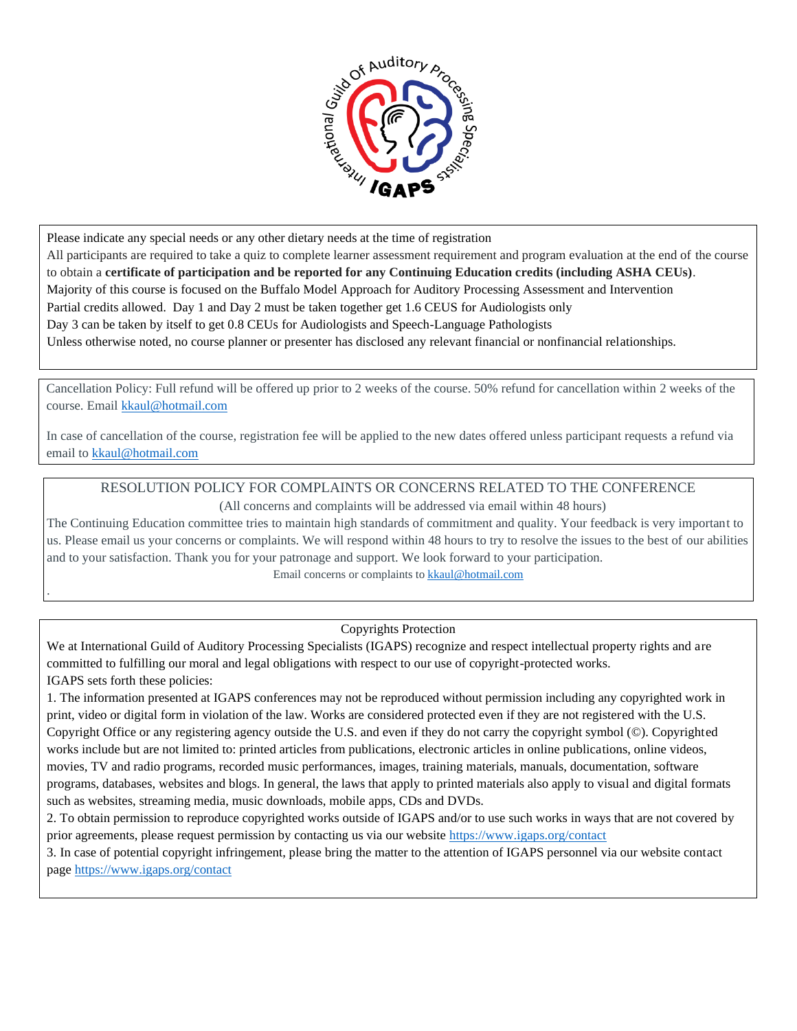Please indicate any special needs or any other dietary needs at the time of registration

All participants are required to take a quiz to complete learner assessment requirement and program evaluation at the end of the course to obtain a **certificate of participation and be reported for any Continuing Education credits (including ASHA CEUs)**.

Majority of this course is focused on the Buffalo Model Approach for Auditory Processing Assessment and Intervention

Partial credits allowed. Day 1 and Day 2 must be taken together get 1.6 CEUS for Audiologists only

Day 3 can be taken by itself to get 0.8 CEUs for Audiologists and Speech-Language Pathologists

Unless otherwise noted, no course planner or presenter has disclosed any relevant financial or nonfinancial relationships.

Cancellation Policy: Full refund will be offered up prior to 2 weeks of the course. 50% refund for cancellation within 2 weeks of the course. Email kkaul@hotmail.com

In case of cancellation of the course, registration fee will be applied to the new dates offered unless participant requests a refund via email to kkaul@hotmail.com

## RESOLUTION POLICY FOR COMPLAINTS OR CONCERNS RELATED TO THE CONFERENCE

(All concerns and complaints will be addressed via email within 48 hours)

The Continuing Education committee tries to maintain high standards of commitment and quality. Your feedback is very important to us. Please email us your concerns or complaints. We will respond within 48 hours to try to resolve the issues to the best of our abilities and to your satisfaction. Thank you for your patronage and support. We look forward to your participation.

Email concerns or complaints to kkaul@hotmail.com

## Copyrights Protection

We at International Guild of Auditory Processing Specialists (IGAPS) recognize and respect intellectual property rights and are committed to fulfilling our moral and legal obligations with respect to our use of copyright-protected works.

IGAPS sets forth these policies:

1. The information presented at IGAPS conferences may not be reproduced without permission including any copyrighted work in print, video or digital form in violation of the law. Works are considered protected even if they are not registered with the U.S. Copyright Office or any registering agency outside the U.S. and even if they do not carry the copyright symbol (©). Copyrighted works include but are not limited to: printed articles from publications, electronic articles in online publications, online videos, movies, TV and radio programs, recorded music performances, images, training materials, manuals, documentation, software programs, databases, websites and blogs. In general, the laws that apply to printed materials also apply to visual and digital formats such as websites, streaming media, music downloads, mobile apps, CDs and DVDs.
2. To obtain permission to reproduce copyrighted works outside of IGAPS and/or to use such works in ways that are not covered by prior agreements, please request permission by contacting us via our website https://www.igaps.org/contact
3. In case of potential copyright infringement, please bring the matter to the attention of IGAPS personnel via our website contact page https://www.igaps.org/contact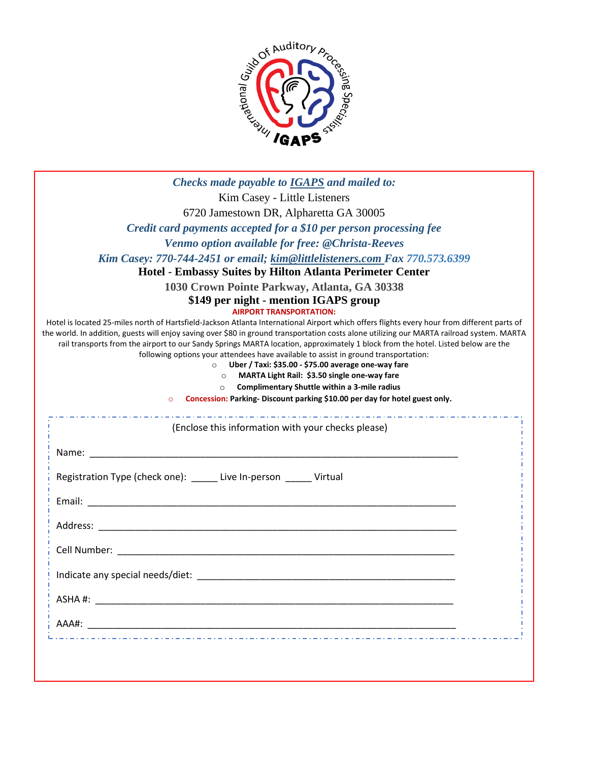*Checks made payable to IGAPS and mailed to:*

Kim Casey - Little Listeners

6720 Jamestown DR, Alpharetta GA 30005

*Credit card payments accepted for a $10 per person processing fee*

*Venmo option available for free: @Christa-Reeves*

*Kim Casey: 770-744-2451 or email; kim@littlelisteners.com Fax 770.573.6399*

**Hotel - Embassy Suites by Hilton Atlanta Perimeter Center**

**1030 Crown Pointe Parkway, Atlanta, GA 30338**

**$149 per night - mention IGAPS group**

**AIRPORT TRANSPORTATION:**

Hotel is located 25-miles north of Hartsfield-Jackson Atlanta International Airport which offers flights every hour from different parts of the world. In addition, guests will enjoy saving over $80 in ground transportation costs alone utilizing our MARTA railroad system. MARTA rail transports from the airport to our Sandy Springs MARTA location, approximately 1 block from the hotel. Listed below are the following options your attendees have available to assist in ground transportation:

- **Uber / Taxi: $35.00 - $75.00 average one-way fare**
- **MARTA Light Rail: $3.50 single one-way fare**
- **Complimentary Shuttle within a 3-mile radius**
- **Concession: Parking- Discount parking $10.00 per day for hotel guest only.**

(Enclose this information with your checks please)

Name: ____________________________________________________________________

Registration Type (check one): _____ Live In-person _____ Virtual

Email: ____________________________________________________________________

Address: __________________________________________________________________

Cell Number: _______________________________________________________________

Indicate any special needs/diet: ______________________________________________

ASHA #: ___________________________________________________________________

AAA#: ____________________________________________________________________